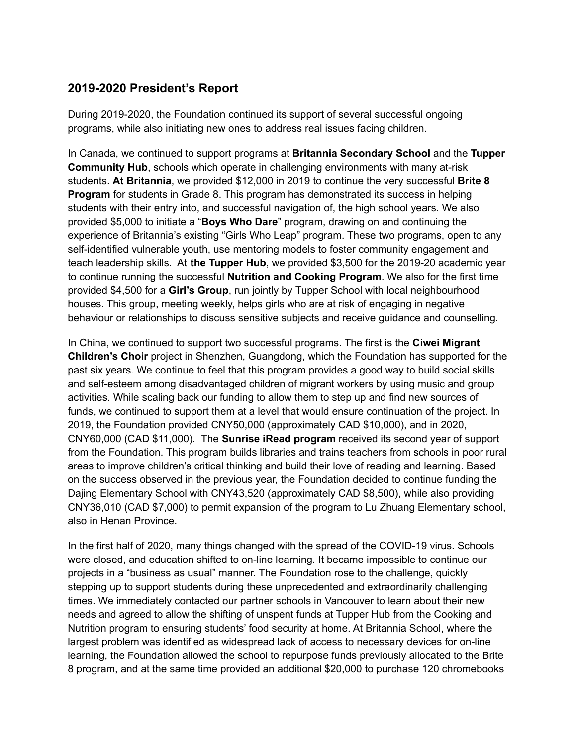## 2019-2020 President's Report

During 2019-2020, the Foundation continued its support of several successful ongoing programs, while also initiating new ones to address real issues facing children.

In Canada, we continued to support programs at **Britannia Secondary School** and the **Tupper Community Hub**, schools which operate in challenging environments with many at-risk students. **At Britannia**, we provided $12,000 in 2019 to continue the very successful **Brite 8 Program** for students in Grade 8. This program has demonstrated its success in helping students with their entry into, and successful navigation of, the high school years. We also provided $5,000 to initiate a "**Boys Who Dare**" program, drawing on and continuing the experience of Britannia's existing "Girls Who Leap" program. These two programs, open to any self-identified vulnerable youth, use mentoring models to foster community engagement and teach leadership skills. At **the Tupper Hub**, we provided $3,500 for the 2019-20 academic year to continue running the successful **Nutrition and Cooking Program**. We also for the first time provided $4,500 for a **Girl's Group**, run jointly by Tupper School with local neighbourhood houses. This group, meeting weekly, helps girls who are at risk of engaging in negative behaviour or relationships to discuss sensitive subjects and receive guidance and counselling.

In China, we continued to support two successful programs. The first is the **Ciwei Migrant Children's Choir** project in Shenzhen, Guangdong, which the Foundation has supported for the past six years. We continue to feel that this program provides a good way to build social skills and self-esteem among disadvantaged children of migrant workers by using music and group activities. While scaling back our funding to allow them to step up and find new sources of funds, we continued to support them at a level that would ensure continuation of the project. In 2019, the Foundation provided CNY50,000 (approximately CAD $10,000), and in 2020, CNY60,000 (CAD $11,000). The **Sunrise iRead program** received its second year of support from the Foundation. This program builds libraries and trains teachers from schools in poor rural areas to improve children's critical thinking and build their love of reading and learning. Based on the success observed in the previous year, the Foundation decided to continue funding the Dajing Elementary School with CNY43,520 (approximately CAD $8,500), while also providing CNY36,010 (CAD $7,000) to permit expansion of the program to Lu Zhuang Elementary school, also in Henan Province.

In the first half of 2020, many things changed with the spread of the COVID-19 virus. Schools were closed, and education shifted to on-line learning. It became impossible to continue our projects in a "business as usual" manner. The Foundation rose to the challenge, quickly stepping up to support students during these unprecedented and extraordinarily challenging times. We immediately contacted our partner schools in Vancouver to learn about their new needs and agreed to allow the shifting of unspent funds at Tupper Hub from the Cooking and Nutrition program to ensuring students' food security at home. At Britannia School, where the largest problem was identified as widespread lack of access to necessary devices for on-line learning, the Foundation allowed the school to repurpose funds previously allocated to the Brite 8 program, and at the same time provided an additional $20,000 to purchase 120 chromebooks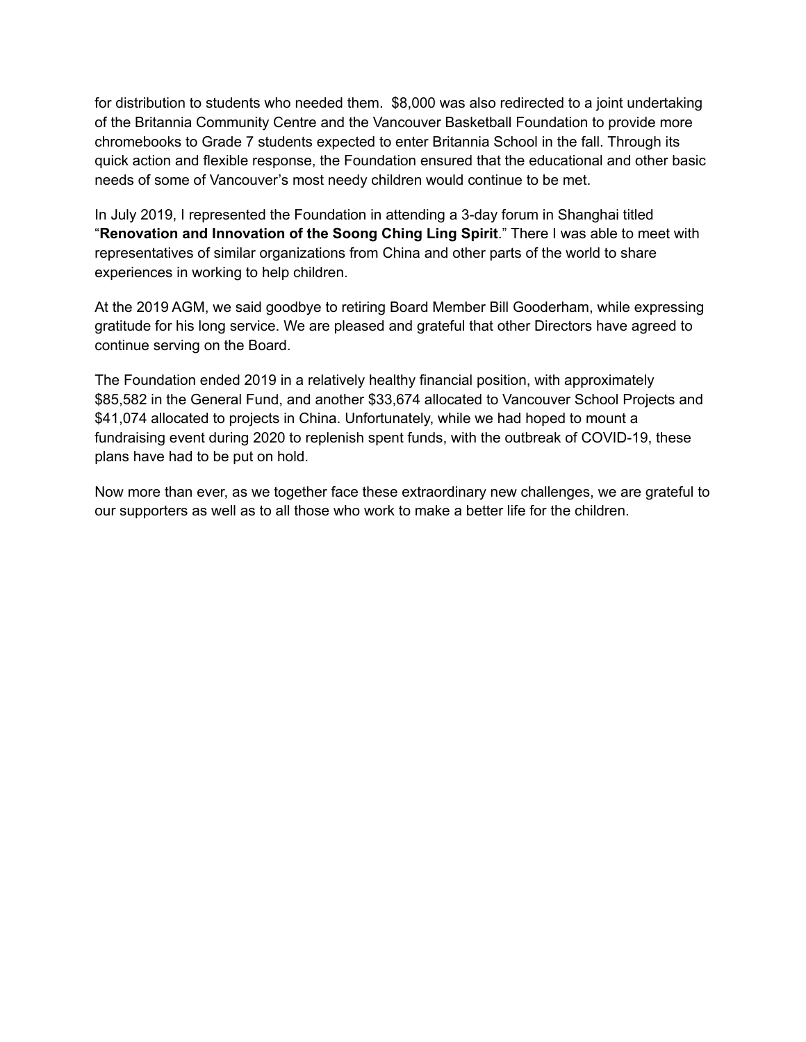for distribution to students who needed them.  $8,000 was also redirected to a joint undertaking of the Britannia Community Centre and the Vancouver Basketball Foundation to provide more chromebooks to Grade 7 students expected to enter Britannia School in the fall. Through its quick action and flexible response, the Foundation ensured that the educational and other basic needs of some of Vancouver's most needy children would continue to be met.

In July 2019, I represented the Foundation in attending a 3-day forum in Shanghai titled "**Renovation and Innovation of the Soong Ching Ling Spirit**." There I was able to meet with representatives of similar organizations from China and other parts of the world to share experiences in working to help children.

At the 2019 AGM, we said goodbye to retiring Board Member Bill Gooderham, while expressing gratitude for his long service. We are pleased and grateful that other Directors have agreed to continue serving on the Board.

The Foundation ended 2019 in a relatively healthy financial position, with approximately $85,582 in the General Fund, and another $33,674 allocated to Vancouver School Projects and $41,074 allocated to projects in China. Unfortunately, while we had hoped to mount a fundraising event during 2020 to replenish spent funds, with the outbreak of COVID-19, these plans have had to be put on hold.

Now more than ever, as we together face these extraordinary new challenges, we are grateful to our supporters as well as to all those who work to make a better life for the children.